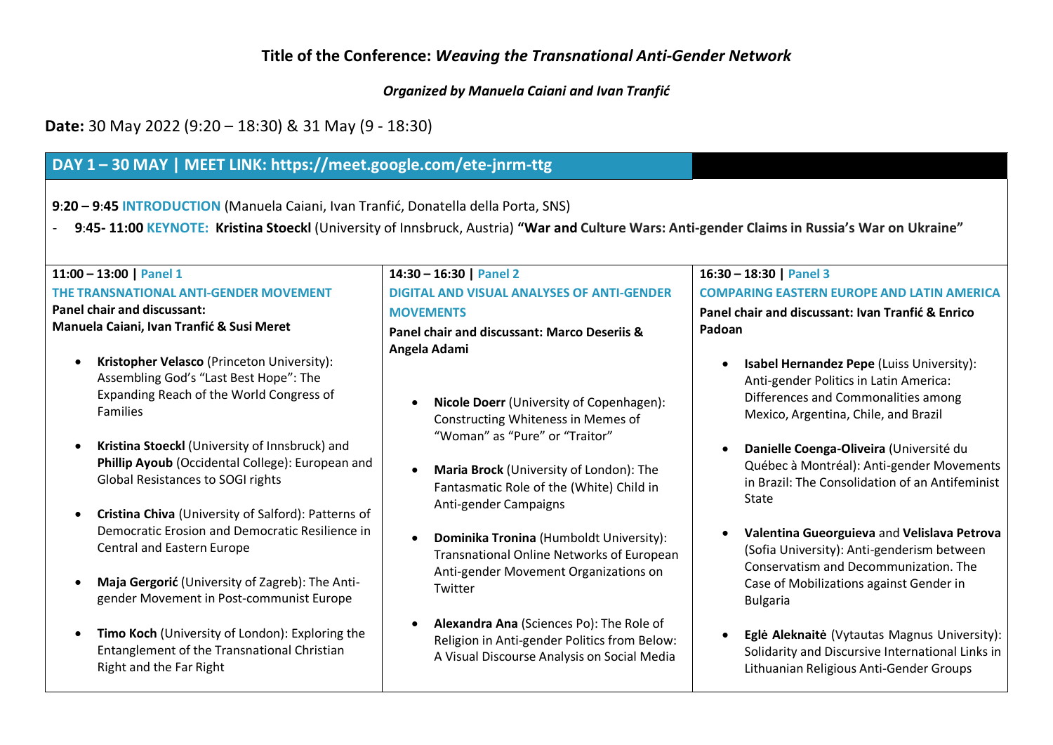## Title of the Conference: *Weaving the Transnational Anti-Gender Network*

***Organized by Manuela Caiani and Ivan Tranfić***

**Date:** 30 May 2022 (9:20 – 18:30) & 31 May (9 - 18:30)

### DAY 1 – 30 MAY | MEET LINK: https://meet.google.com/ete-jnrm-ttg

**9:20 – 9:45 INTRODUCTION** (Manuela Caiani, Ivan Tranfić, Donatella della Porta, SNS)

- **9:45- 11:00 KEYNOTE: Kristina Stoeckl** (University of Innsbruck, Austria) **"War and Culture Wars: Anti-gender Claims in Russia's War on Ukraine"**

**11:00 – 13:00 | Panel 1**

**THE TRANSNATIONAL ANTI-GENDER MOVEMENT**

**Panel chair and discussant:**
**Manuela Caiani, Ivan Tranfić & Susi Meret**

- **Kristopher Velasco** (Princeton University): Assembling God's "Last Best Hope": The Expanding Reach of the World Congress of Families
- **Kristina Stoeckl** (University of Innsbruck) and **Phillip Ayoub** (Occidental College): European and Global Resistances to SOGI rights
- **Cristina Chiva** (University of Salford): Patterns of Democratic Erosion and Democratic Resilience in Central and Eastern Europe
- **Maja Gergorić** (University of Zagreb): The Anti-gender Movement in Post-communist Europe
- **Timo Koch** (University of London): Exploring the Entanglement of the Transnational Christian Right and the Far Right

**14:30 – 16:30 | Panel 2**

**DIGITAL AND VISUAL ANALYSES OF ANTI-GENDER MOVEMENTS**

**Panel chair and discussant: Marco Deseriis & Angela Adami**

- **Nicole Doerr** (University of Copenhagen): Constructing Whiteness in Memes of "Woman" as "Pure" or "Traitor"
- **Maria Brock** (University of London): The Fantasmatic Role of the (White) Child in Anti-gender Campaigns
- **Dominika Tronina** (Humboldt University): Transnational Online Networks of European Anti-gender Movement Organizations on Twitter
- **Alexandra Ana** (Sciences Po): The Role of Religion in Anti-gender Politics from Below: A Visual Discourse Analysis on Social Media

**16:30 – 18:30 | Panel 3**

**COMPARING EASTERN EUROPE AND LATIN AMERICA**

**Panel chair and discussant: Ivan Tranfić & Enrico Padoan**

- **Isabel Hernandez Pepe** (Luiss University): Anti-gender Politics in Latin America: Differences and Commonalities among Mexico, Argentina, Chile, and Brazil
- **Danielle Coenga-Oliveira** (Université du Québec à Montréal): Anti-gender Movements in Brazil: The Consolidation of an Antifeminist State
- **Valentina Gueorguieva** and **Velislava Petrova** (Sofia University): Anti-genderism between Conservatism and Decommunization. The Case of Mobilizations against Gender in Bulgaria
- **Eglė Aleknaitė** (Vytautas Magnus University): Solidarity and Discursive International Links in Lithuanian Religious Anti-Gender Groups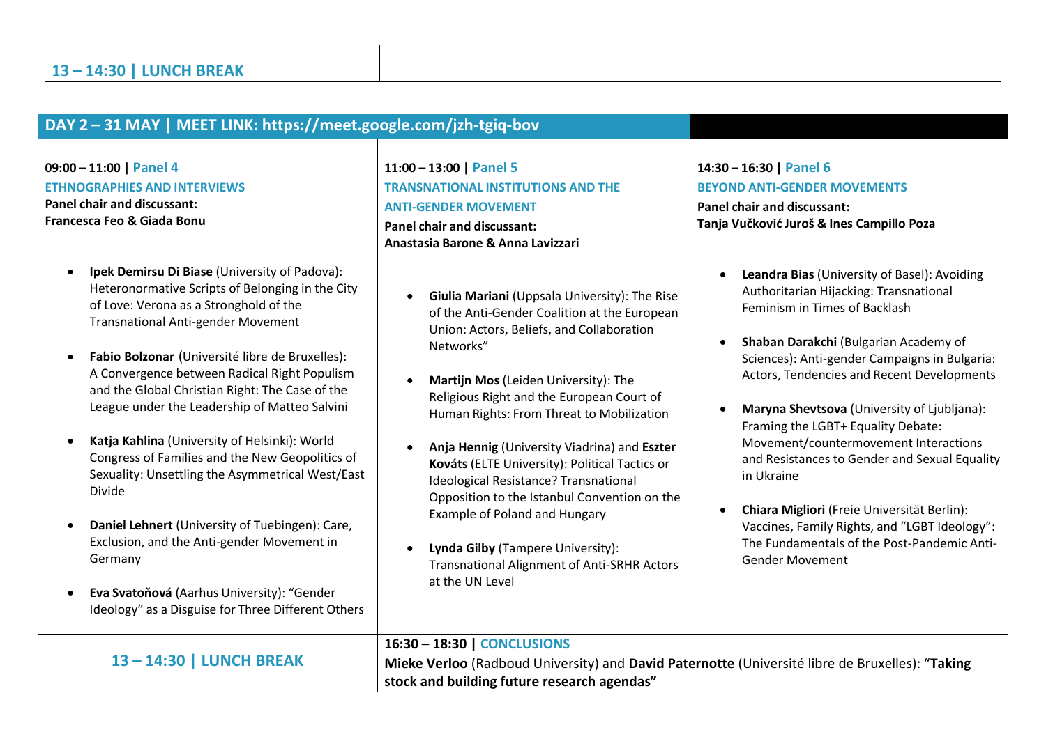| 13 – 14:30 \| LUNCH BREAK | | |
|---|---|---|

## DAY 2 – 31 MAY | MEET LINK: https://meet.google.com/jzh-tgiq-bov

**09:00 – 11:00 | Panel 4**
**ETHNOGRAPHIES AND INTERVIEWS**
**Panel chair and discussant:**
**Francesca Feo & Giada Bonu**

- **Ipek Demirsu Di Biase** (University of Padova): Heteronormative Scripts of Belonging in the City of Love: Verona as a Stronghold of the Transnational Anti-gender Movement
- **Fabio Bolzonar** (Université libre de Bruxelles): A Convergence between Radical Right Populism and the Global Christian Right: The Case of the League under the Leadership of Matteo Salvini
- **Katja Kahlina** (University of Helsinki): World Congress of Families and the New Geopolitics of Sexuality: Unsettling the Asymmetrical West/East Divide
- **Daniel Lehnert** (University of Tuebingen): Care, Exclusion, and the Anti-gender Movement in Germany
- **Eva Svatoňová** (Aarhus University): "Gender Ideology" as a Disguise for Three Different Others

**11:00 – 13:00 | Panel 5**
**TRANSNATIONAL INSTITUTIONS AND THE ANTI-GENDER MOVEMENT**
**Panel chair and discussant:**
**Anastasia Barone & Anna Lavizzari**

- **Giulia Mariani** (Uppsala University): The Rise of the Anti-Gender Coalition at the European Union: Actors, Beliefs, and Collaboration Networks"
- **Martijn Mos** (Leiden University): The Religious Right and the European Court of Human Rights: From Threat to Mobilization
- **Anja Hennig** (University Viadrina) and **Eszter Kováts** (ELTE University): Political Tactics or Ideological Resistance? Transnational Opposition to the Istanbul Convention on the Example of Poland and Hungary
- **Lynda Gilby** (Tampere University): Transnational Alignment of Anti-SRHR Actors at the UN Level

**14:30 – 16:30 | Panel 6**
**BEYOND ANTI-GENDER MOVEMENTS**
**Panel chair and discussant:**
**Tanja Vučković Juroš & Ines Campillo Poza**

- **Leandra Bias** (University of Basel): Avoiding Authoritarian Hijacking: Transnational Feminism in Times of Backlash
- **Shaban Darakchi** (Bulgarian Academy of Sciences): Anti-gender Campaigns in Bulgaria: Actors, Tendencies and Recent Developments
- **Maryna Shevtsova** (University of Ljubljana): Framing the LGBT+ Equality Debate: Movement/countermovement Interactions and Resistances to Gender and Sexual Equality in Ukraine
- **Chiara Migliori** (Freie Universität Berlin): Vaccines, Family Rights, and "LGBT Ideology": The Fundamentals of the Post-Pandemic Anti-Gender Movement

**13 – 14:30 | LUNCH BREAK**

**16:30 – 18:30 | CONCLUSIONS**
**Mieke Verloo** (Radboud University) and **David Paternotte** (Université libre de Bruxelles): "**Taking stock and building future research agendas"**